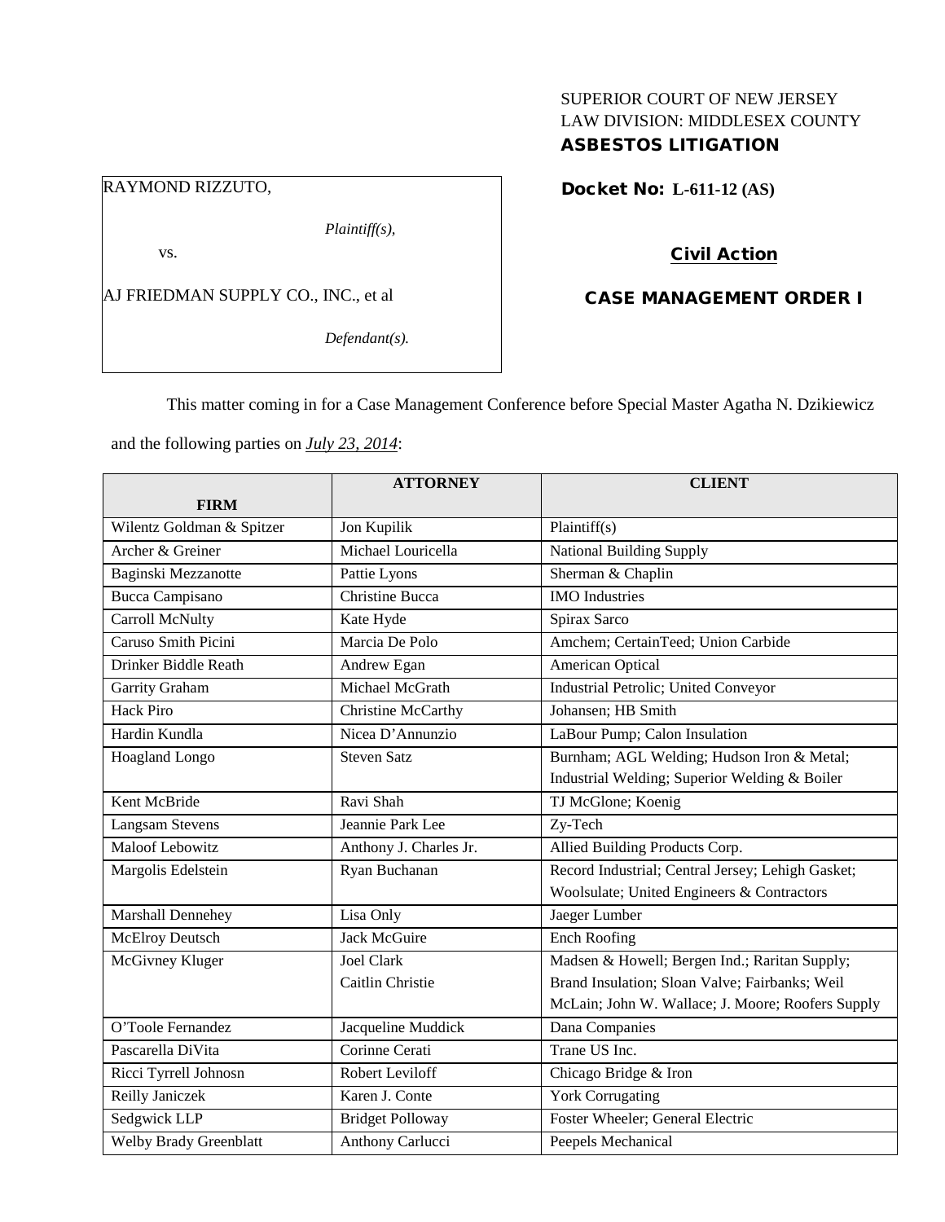SUPERIOR COURT OF NEW JERSEY
LAW DIVISION: MIDDLESEX COUNTY
**ASBESTOS LITIGATION**

RAYMOND RIZZUTO,

*Plaintiff(s),*

vs.

AJ FRIEDMAN SUPPLY CO., INC., et al

*Defendant(s).*

**Docket No: L-611-12 (AS)**

**Civil Action**

**CASE MANAGEMENT ORDER I**

This matter coming in for a Case Management Conference before Special Master Agatha N. Dzikiewicz and the following parties on ***July 23, 2014***:

| FIRM | ATTORNEY | CLIENT |
|---|---|---|
| Wilentz Goldman & Spitzer | Jon Kupilik | Plaintiff(s) |
| Archer & Greiner | Michael Louricella | National Building Supply |
| Baginski Mezzanotte | Pattie Lyons | Sherman & Chaplin |
| Bucca Campisano | Christine Bucca | IMO Industries |
| Carroll McNulty | Kate Hyde | Spirax Sarco |
| Caruso Smith Picini | Marcia De Polo | Amchem; CertainTeed; Union Carbide |
| Drinker Biddle Reath | Andrew Egan | American Optical |
| Garrity Graham | Michael McGrath | Industrial Petrolic; United Conveyor |
| Hack Piro | Christine McCarthy | Johansen; HB Smith |
| Hardin Kundla | Nicea D'Annunzio | LaBour Pump; Calon Insulation |
| Hoagland Longo | Steven Satz | Burnham; AGL Welding; Hudson Iron & Metal; Industrial Welding; Superior Welding & Boiler |
| Kent McBride | Ravi Shah | TJ McGlone; Koenig |
| Langsam Stevens | Jeannie Park Lee | Zy-Tech |
| Maloof Lebowitz | Anthony J. Charles Jr. | Allied Building Products Corp. |
| Margolis Edelstein | Ryan Buchanan | Record Industrial; Central Jersey; Lehigh Gasket; Woolsulate; United Engineers & Contractors |
| Marshall Dennehey | Lisa Only | Jaeger Lumber |
| McElroy Deutsch | Jack McGuire | Ench Roofing |
| McGivney Kluger | Joel Clark<br>Caitlin Christie | Madsen & Howell; Bergen Ind.; Raritan Supply; Brand Insulation; Sloan Valve; Fairbanks; Weil McLain; John W. Wallace; J. Moore; Roofers Supply |
| O'Toole Fernandez | Jacqueline Muddick | Dana Companies |
| Pascarella DiVita | Corinne Cerati | Trane US Inc. |
| Ricci Tyrrell Johosn | Robert Leviloff | Chicago Bridge & Iron |
| Reilly Janiczek | Karen J. Conte | York Corrugating |
| Sedgwick LLP | Bridget Polloway | Foster Wheeler; General Electric |
| Welby Brady Greenblatt | Anthony Carlucci | Peepels Mechanical |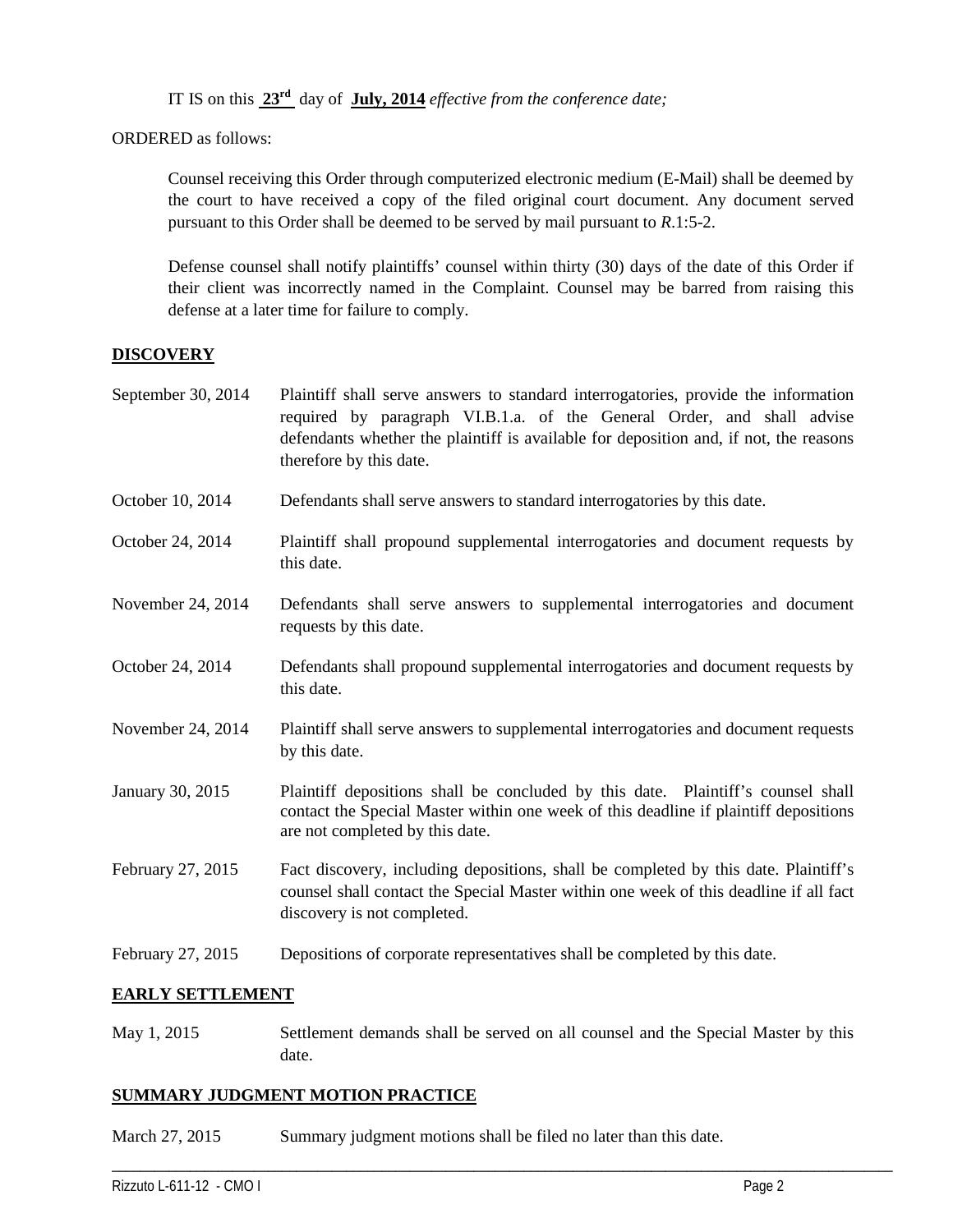IT IS on this **23rd** day of **July, 2014** *effective from the conference date;*

ORDERED as follows:

Counsel receiving this Order through computerized electronic medium (E-Mail) shall be deemed by the court to have received a copy of the filed original court document. Any document served pursuant to this Order shall be deemed to be served by mail pursuant to *R*.1:5-2.

Defense counsel shall notify plaintiffs' counsel within thirty (30) days of the date of this Order if their client was incorrectly named in the Complaint. Counsel may be barred from raising this defense at a later time for failure to comply.

## DISCOVERY

| | |
|---|---|
| September 30, 2014 | Plaintiff shall serve answers to standard interrogatories, provide the information required by paragraph VI.B.1.a. of the General Order, and shall advise defendants whether the plaintiff is available for deposition and, if not, the reasons therefore by this date. |
| October 10, 2014 | Defendants shall serve answers to standard interrogatories by this date. |
| October 24, 2014 | Plaintiff shall propound supplemental interrogatories and document requests by this date. |
| November 24, 2014 | Defendants shall serve answers to supplemental interrogatories and document requests by this date. |
| October 24, 2014 | Defendants shall propound supplemental interrogatories and document requests by this date. |
| November 24, 2014 | Plaintiff shall serve answers to supplemental interrogatories and document requests by this date. |
| January 30, 2015 | Plaintiff depositions shall be concluded by this date. Plaintiff's counsel shall contact the Special Master within one week of this deadline if plaintiff depositions are not completed by this date. |
| February 27, 2015 | Fact discovery, including depositions, shall be completed by this date. Plaintiff's counsel shall contact the Special Master within one week of this deadline if all fact discovery is not completed. |
| February 27, 2015 | Depositions of corporate representatives shall be completed by this date. |

## EARLY SETTLEMENT

| | |
|---|---|
| May 1, 2015 | Settlement demands shall be served on all counsel and the Special Master by this date. |

## SUMMARY JUDGMENT MOTION PRACTICE

| | |
|---|---|
| March 27, 2015 | Summary judgment motions shall be filed no later than this date. |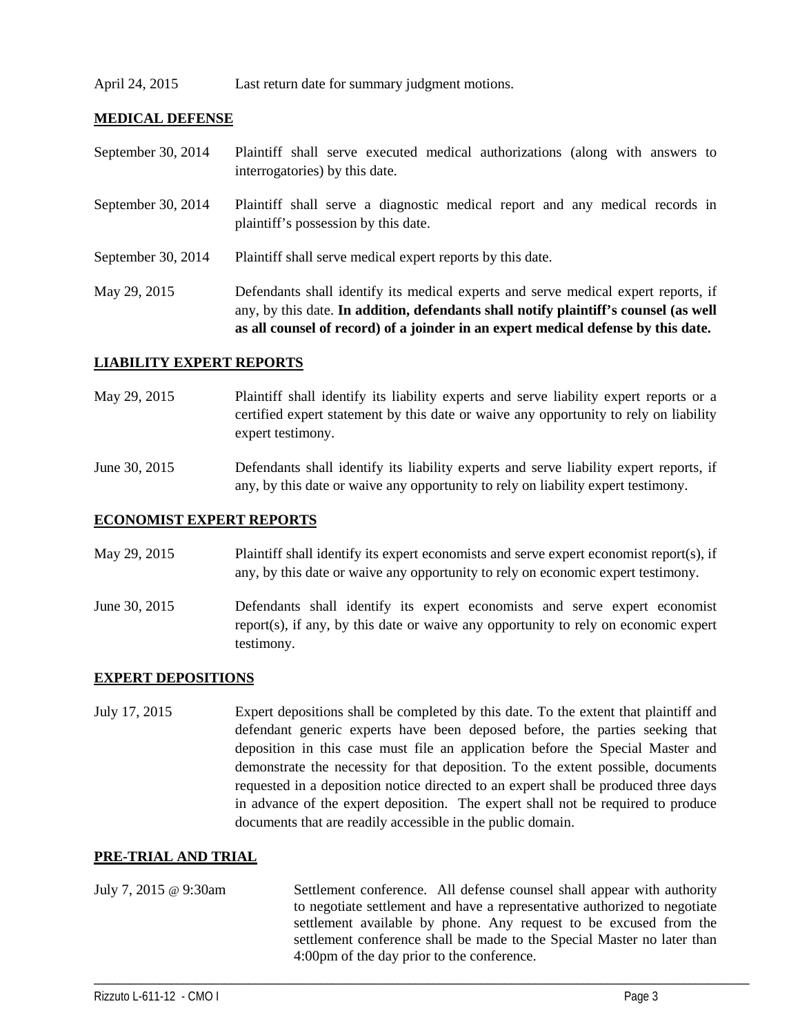April 24, 2015 Last return date for summary judgment motions.

**MEDICAL DEFENSE**

September 30, 2014 Plaintiff shall serve executed medical authorizations (along with answers to interrogatories) by this date.

September 30, 2014 Plaintiff shall serve a diagnostic medical report and any medical records in plaintiff's possession by this date.

September 30, 2014 Plaintiff shall serve medical expert reports by this date.

May 29, 2015 Defendants shall identify its medical experts and serve medical expert reports, if any, by this date. **In addition, defendants shall notify plaintiff's counsel (as well as all counsel of record) of a joinder in an expert medical defense by this date.**

**LIABILITY EXPERT REPORTS**

May 29, 2015 Plaintiff shall identify its liability experts and serve liability expert reports or a certified expert statement by this date or waive any opportunity to rely on liability expert testimony.

June 30, 2015 Defendants shall identify its liability experts and serve liability expert reports, if any, by this date or waive any opportunity to rely on liability expert testimony.

**ECONOMIST EXPERT REPORTS**

May 29, 2015 Plaintiff shall identify its expert economists and serve expert economist report(s), if any, by this date or waive any opportunity to rely on economic expert testimony.

June 30, 2015 Defendants shall identify its expert economists and serve expert economist report(s), if any, by this date or waive any opportunity to rely on economic expert testimony.

**EXPERT DEPOSITIONS**

July 17, 2015 Expert depositions shall be completed by this date. To the extent that plaintiff and defendant generic experts have been deposed before, the parties seeking that deposition in this case must file an application before the Special Master and demonstrate the necessity for that deposition. To the extent possible, documents requested in a deposition notice directed to an expert shall be produced three days in advance of the expert deposition. The expert shall not be required to produce documents that are readily accessible in the public domain.

**PRE-TRIAL AND TRIAL**

July 7, 2015 @ 9:30am Settlement conference. All defense counsel shall appear with authority to negotiate settlement and have a representative authorized to negotiate settlement available by phone. Any request to be excused from the settlement conference shall be made to the Special Master no later than 4:00pm of the day prior to the conference.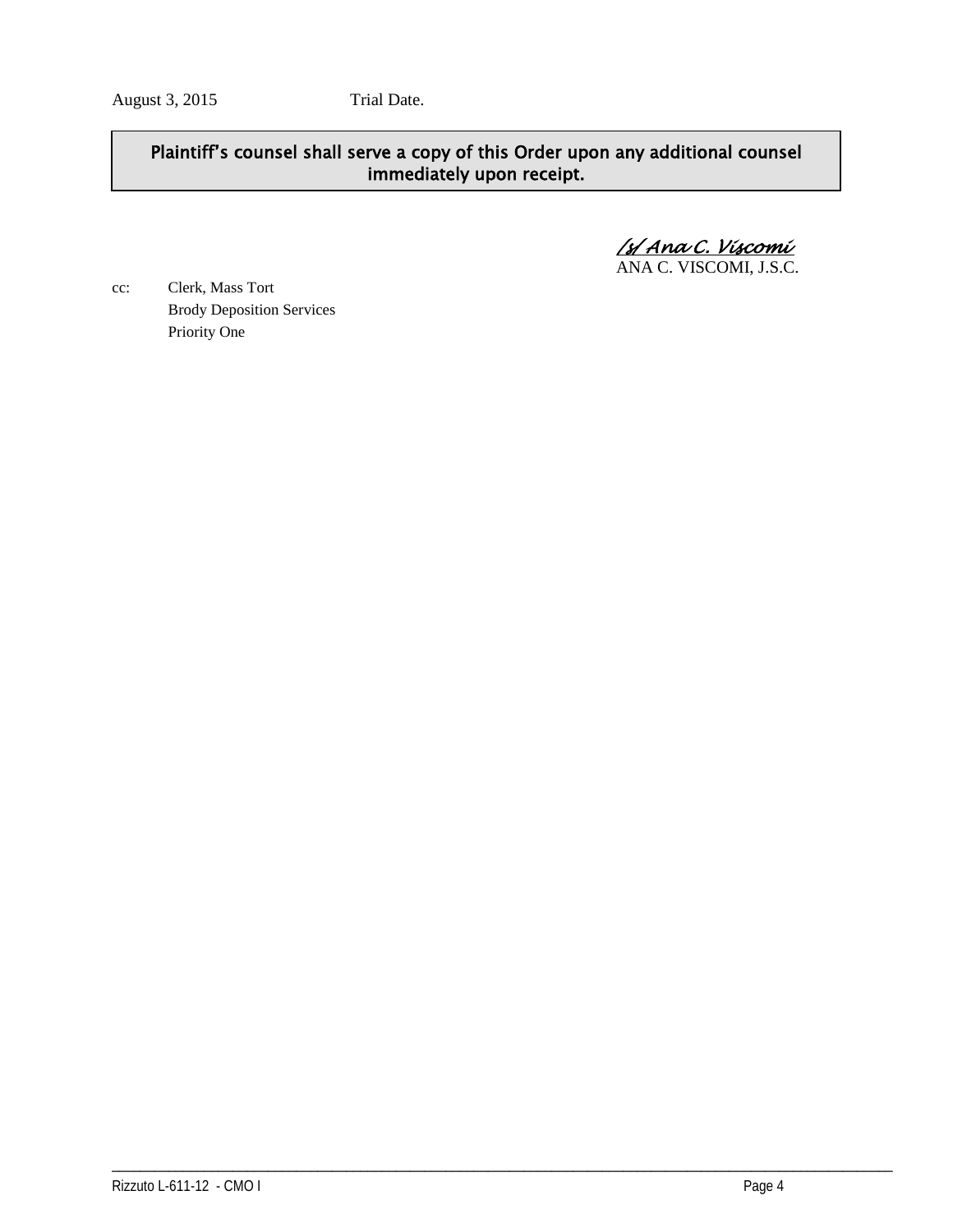| | |
|---|---|
| August 3, 2015 | Trial Date. |

**Plaintiff's counsel shall serve a copy of this Order upon any additional counsel immediately upon receipt.**

*/s/ Ana C. Viscomi*
ANA C. VISCOMI, J.S.C.

cc: Clerk, Mass Tort
Brody Deposition Services
Priority One